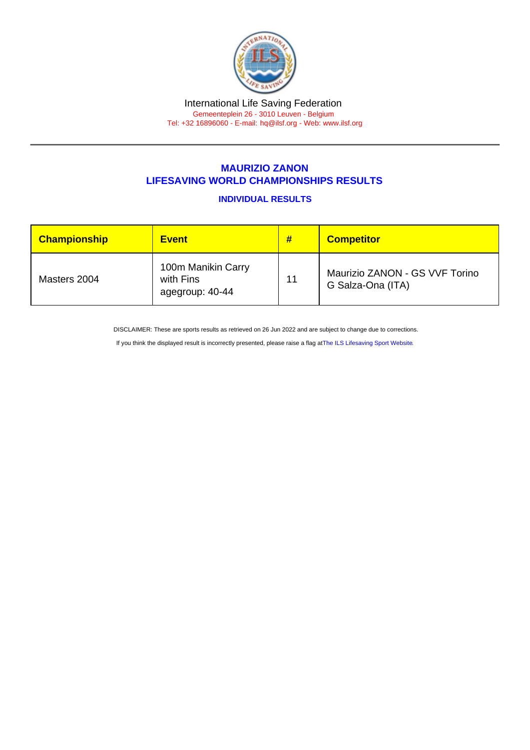International Life Saving Federation

Gemeenteplein 26 - 3010 Leuven - Belgium

Tel: +32 16896060 - E-mail: hq@ilsf.org - Web: www.ilsf.org

## MAURIZIO ZANON
## LIFESAVING WORLD CHAMPIONSHIPS RESULTS

### INDIVIDUAL RESULTS

| Championship | Event | # | Competitor |
| --- | --- | --- | --- |
| Masters 2004 | 100m Manikin Carry with Fins agegroup: 40-44 | 11 | Maurizio ZANON - GS VVF Torino G Salza-Ona (ITA) |

DISCLAIMER: These are sports results as retrieved on 26 Jun 2022 and are subject to change due to corrections.

If you think the displayed result is incorrectly presented, please raise a flag at The ILS Lifesaving Sport Website.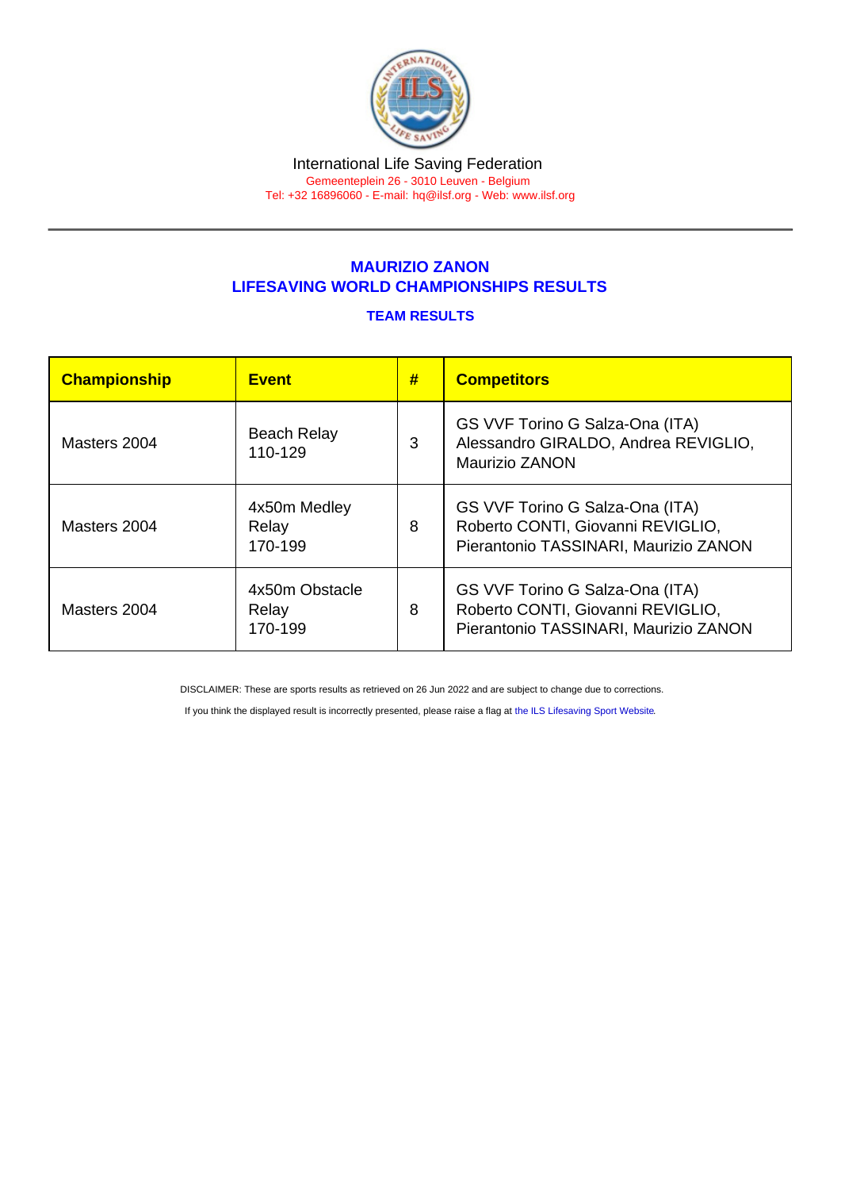International Life Saving Federation
Gemeenteplein 26 - 3010 Leuven - Belgium
Tel: +32 16896060 - E-mail: hq@ilsf.org - Web: www.ilsf.org

## MAURIZIO ZANON
## LIFESAVING WORLD CHAMPIONSHIPS RESULTS

### TEAM RESULTS

| Championship | Event | # | Competitors |
|---|---|---|---|
| Masters 2004 | Beach Relay 110-129 | 3 | GS VVF Torino G Salza-Ona (ITA) Alessandro GIRALDO, Andrea REVIGLIO, Maurizio ZANON |
| Masters 2004 | 4x50m Medley Relay 170-199 | 8 | GS VVF Torino G Salza-Ona (ITA) Roberto CONTI, Giovanni REVIGLIO, Pierantonio TASSINARI, Maurizio ZANON |
| Masters 2004 | 4x50m Obstacle Relay 170-199 | 8 | GS VVF Torino G Salza-Ona (ITA) Roberto CONTI, Giovanni REVIGLIO, Pierantonio TASSINARI, Maurizio ZANON |

DISCLAIMER: These are sports results as retrieved on 26 Jun 2022 and are subject to change due to corrections.

If you think the displayed result is incorrectly presented, please raise a flag at the ILS Lifesaving Sport Website.